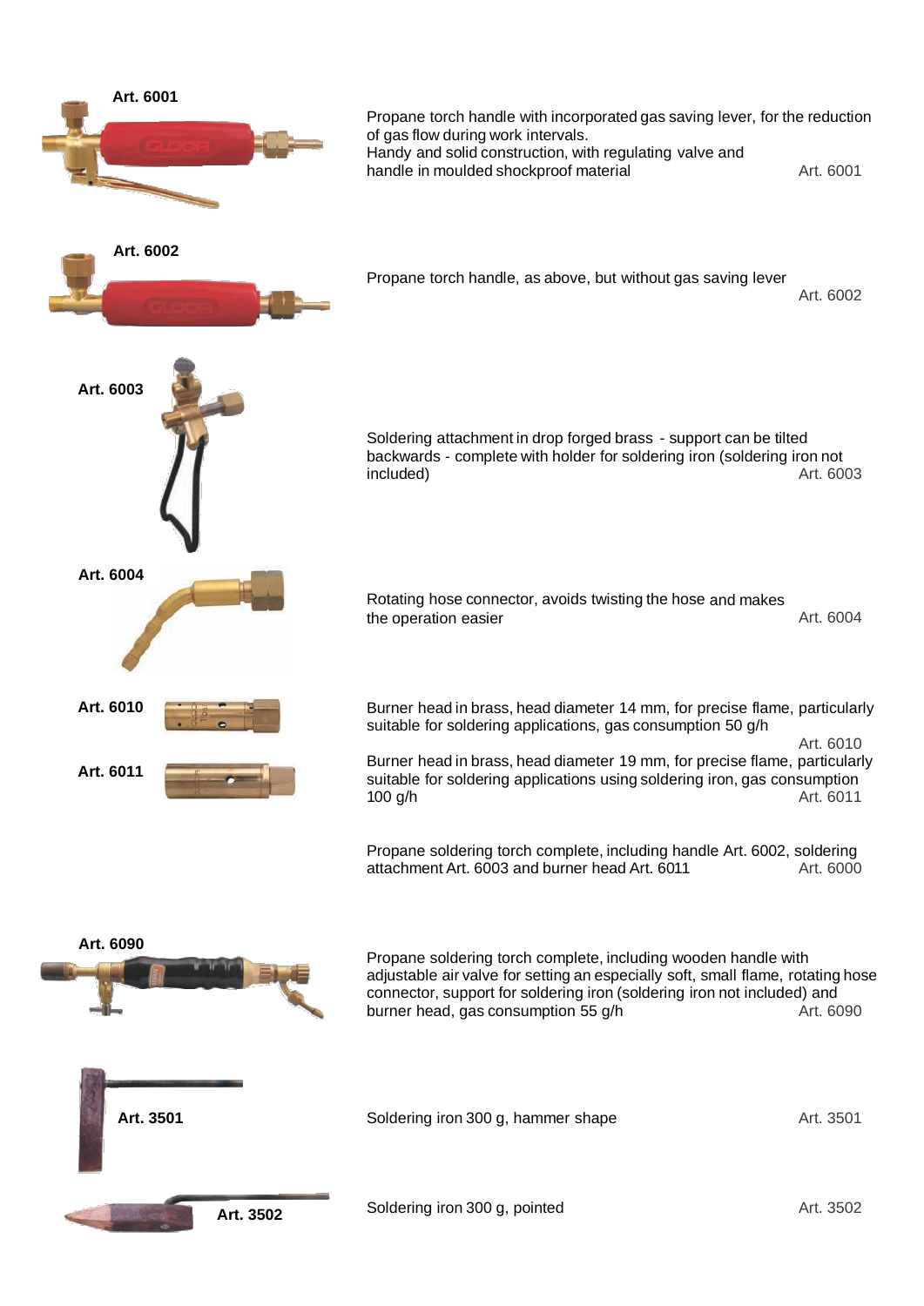**Art. 6001**

Propane torch handle with incorporated gas saving lever, for the reduction of gas flow during work intervals.
Handy and solid construction, with regulating valve and handle in moulded shockproof material — Art. 6001

**Art. 6002**

Propane torch handle, as above, but without gas saving lever — Art. 6002

**Art. 6003**

Soldering attachment in drop forged brass - support can be tilted backwards - complete with holder for soldering iron (soldering iron not included) — Art. 6003

**Art. 6004**

Rotating hose connector, avoids twisting the hose and makes the operation easier — Art. 6004

**Art. 6010**

Burner head in brass, head diameter 14 mm, for precise flame, particularly suitable for soldering applications, gas consumption 50 g/h — Art. 6010

**Art. 6011**

Burner head in brass, head diameter 19 mm, for precise flame, particularly suitable for soldering applications using soldering iron, gas consumption 100 g/h — Art. 6011

Propane soldering torch complete, including handle Art. 6002, soldering attachment Art. 6003 and burner head Art. 6011 — Art. 6000

**Art. 6090**

Propane soldering torch complete, including wooden handle with adjustable air valve for setting an especially soft, small flame, rotating hose connector, support for soldering iron (soldering iron not included) and burner head, gas consumption 55 g/h — Art. 6090

**Art. 3501**

Soldering iron 300 g, hammer shape — Art. 3501

**Art. 3502**

Soldering iron 300 g, pointed — Art. 3502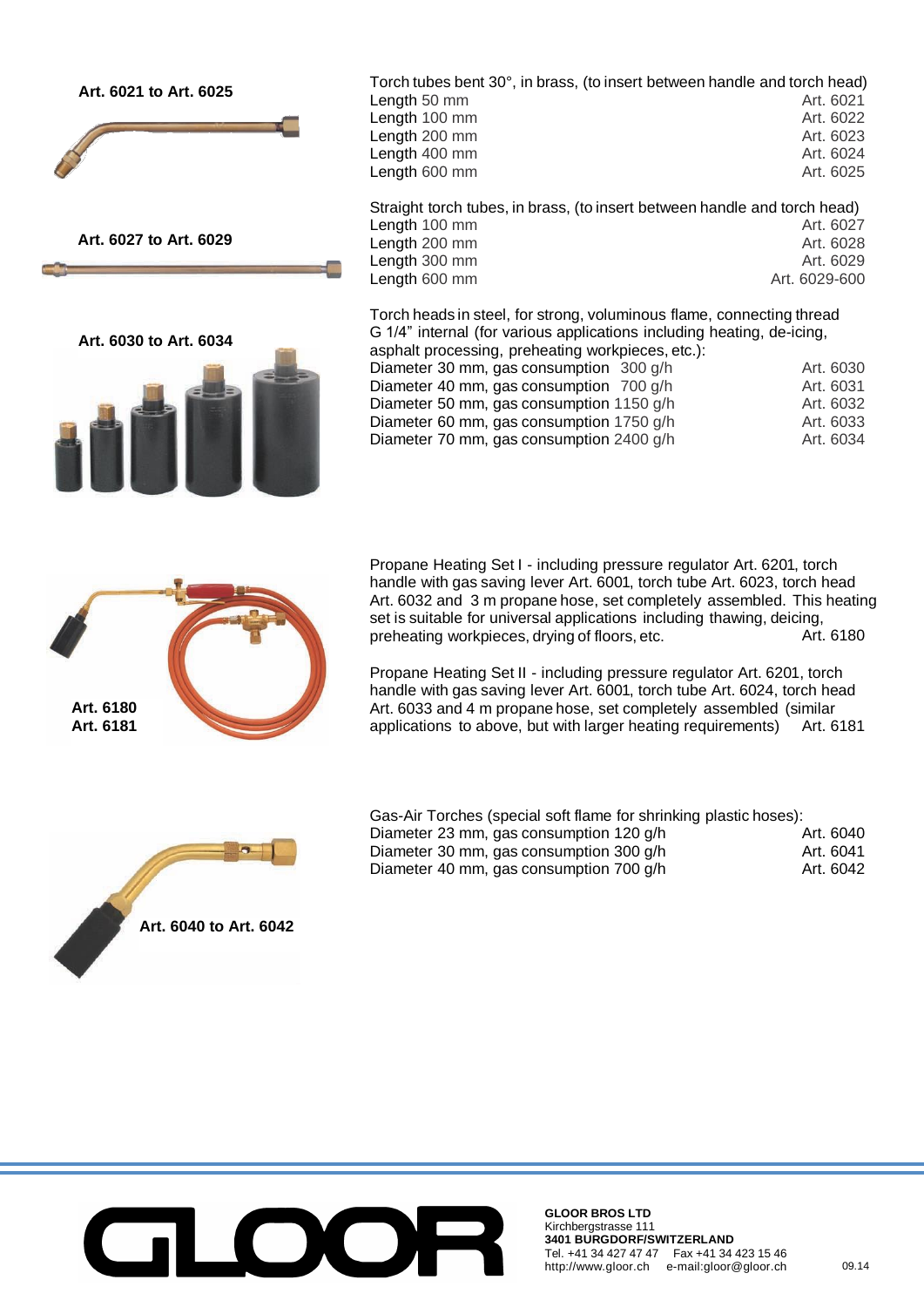**Art. 6021 to Art. 6025**

Torch tubes bent 30°, in brass, (to insert between handle and torch head)

| | |
|---|---|
| Length 50 mm | Art. 6021 |
| Length 100 mm | Art. 6022 |
| Length 200 mm | Art. 6023 |
| Length 400 mm | Art. 6024 |
| Length 600 mm | Art. 6025 |

**Art. 6027 to Art. 6029**

Straight torch tubes, in brass, (to insert between handle and torch head)

| | |
|---|---|
| Length 100 mm | Art. 6027 |
| Length 200 mm | Art. 6028 |
| Length 300 mm | Art. 6029 |
| Length 600 mm | Art. 6029-600 |

**Art. 6030 to Art. 6034**

Torch heads in steel, for strong, voluminous flame, connecting thread G 1/4" internal (for various applications including heating, de-icing, asphalt processing, preheating workpieces, etc.):

| | |
|---|---|
| Diameter 30 mm, gas consumption 300 g/h | Art. 6030 |
| Diameter 40 mm, gas consumption 700 g/h | Art. 6031 |
| Diameter 50 mm, gas consumption 1150 g/h | Art. 6032 |
| Diameter 60 mm, gas consumption 1750 g/h | Art. 6033 |
| Diameter 70 mm, gas consumption 2400 g/h | Art. 6034 |

**Art. 6180**
**Art. 6181**

Propane Heating Set I - including pressure regulator Art. 6201, torch handle with gas saving lever Art. 6001, torch tube Art. 6023, torch head Art. 6032 and 3 m propane hose, set completely assembled. This heating set is suitable for universal applications including thawing, deicing, preheating workpieces, drying of floors, etc. Art. 6180

Propane Heating Set II - including pressure regulator Art. 6201, torch handle with gas saving lever Art. 6001, torch tube Art. 6024, torch head Art. 6033 and 4 m propane hose, set completely assembled (similar applications to above, but with larger heating requirements) Art. 6181

**Art. 6040 to Art. 6042**

Gas-Air Torches (special soft flame for shrinking plastic hoses):

| | |
|---|---|
| Diameter 23 mm, gas consumption 120 g/h | Art. 6040 |
| Diameter 30 mm, gas consumption 300 g/h | Art. 6041 |
| Diameter 40 mm, gas consumption 700 g/h | Art. 6042 |

GLOOR

**GLOOR BROS LTD**
Kirchbergstrasse 111
**3401 BURGDORF/SWITZERLAND**
Tel. +41 34 427 47 47 Fax +41 34 423 15 46
http://www.gloor.ch e-mail:gloor@gloor.ch

09.14